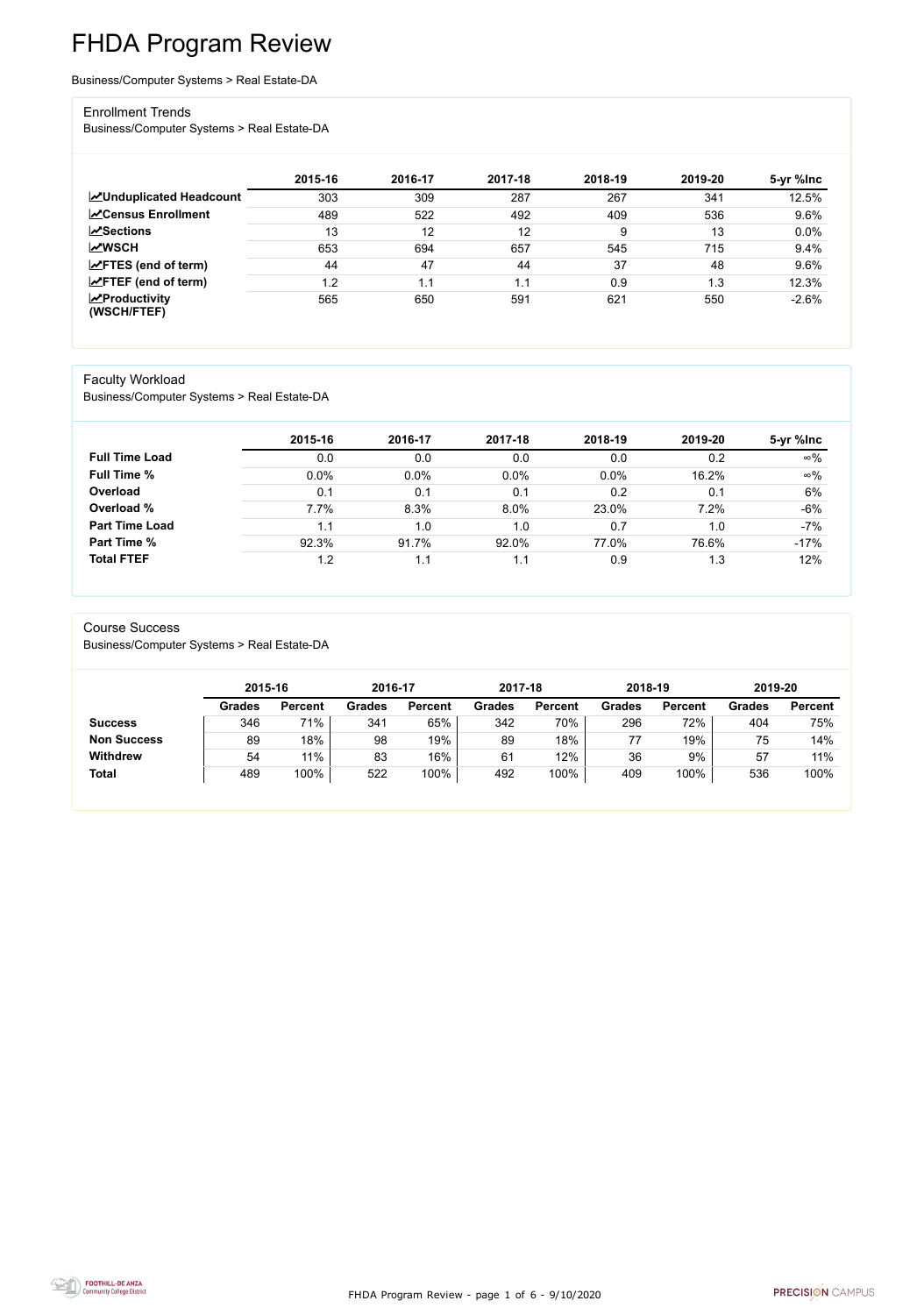# FHDA Program Review

Business/Computer Systems > Real Estate-DA

## Enrollment Trends

Business/Computer Systems > Real Estate-DA

| | 2015-16 | 2016-17 | 2017-18 | 2018-19 | 2019-20 | 5-yr %Inc |
|---|---|---|---|---|---|---|
| **Unduplicated Headcount** | 303 | 309 | 287 | 267 | 341 | 12.5% |
| **Census Enrollment** | 489 | 522 | 492 | 409 | 536 | 9.6% |
| **Sections** | 13 | 12 | 12 | 9 | 13 | 0.0% |
| **WSCH** | 653 | 694 | 657 | 545 | 715 | 9.4% |
| **FTES (end of term)** | 44 | 47 | 44 | 37 | 48 | 9.6% |
| **FTEF (end of term)** | 1.2 | 1.1 | 1.1 | 0.9 | 1.3 | 12.3% |
| **Productivity (WSCH/FTEF)** | 565 | 650 | 591 | 621 | 550 | -2.6% |

## Faculty Workload

Business/Computer Systems > Real Estate-DA

| | 2015-16 | 2016-17 | 2017-18 | 2018-19 | 2019-20 | 5-yr %Inc |
|---|---|---|---|---|---|---|
| **Full Time Load** | 0.0 | 0.0 | 0.0 | 0.0 | 0.2 | ∞% |
| **Full Time %** | 0.0% | 0.0% | 0.0% | 0.0% | 16.2% | ∞% |
| **Overload** | 0.1 | 0.1 | 0.1 | 0.2 | 0.1 | 6% |
| **Overload %** | 7.7% | 8.3% | 8.0% | 23.0% | 7.2% | -6% |
| **Part Time Load** | 1.1 | 1.0 | 1.0 | 0.7 | 1.0 | -7% |
| **Part Time %** | 92.3% | 91.7% | 92.0% | 77.0% | 76.6% | -17% |
| **Total FTEF** | 1.2 | 1.1 | 1.1 | 0.9 | 1.3 | 12% |

## Course Success

Business/Computer Systems > Real Estate-DA

| | 2015-16 | | 2016-17 | | 2017-18 | | 2018-19 | | 2019-20 | |
|---|---|---|---|---|---|---|---|---|---|---|
| | Grades | Percent | Grades | Percent | Grades | Percent | Grades | Percent | Grades | Percent |
| **Success** | 346 | 71% | 341 | 65% | 342 | 70% | 296 | 72% | 404 | 75% |
| **Non Success** | 89 | 18% | 98 | 19% | 89 | 18% | 77 | 19% | 75 | 14% |
| **Withdrew** | 54 | 11% | 83 | 16% | 61 | 12% | 36 | 9% | 57 | 11% |
| **Total** | 489 | 100% | 522 | 100% | 492 | 100% | 409 | 100% | 536 | 100% |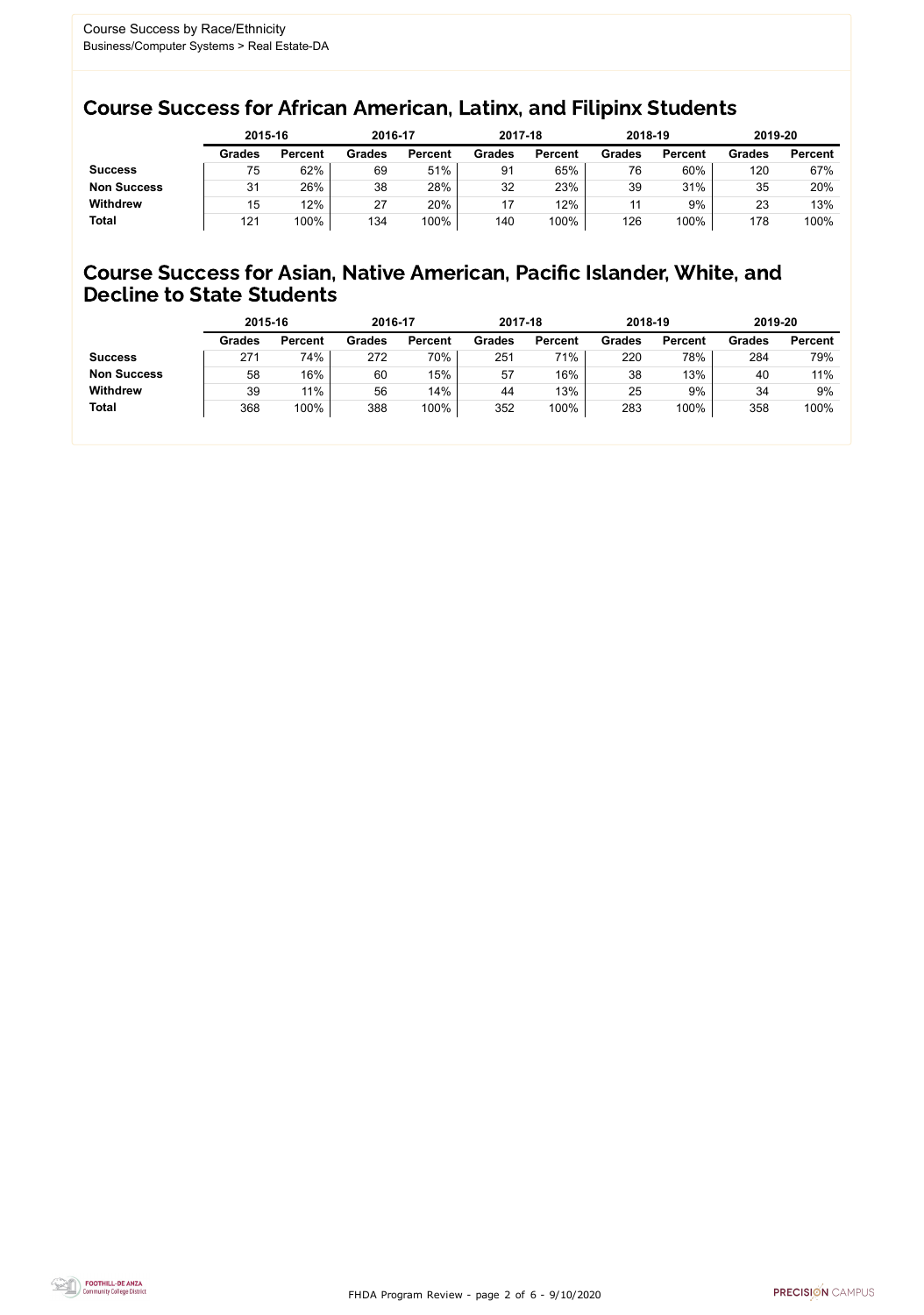Course Success by Race/Ethnicity
Business/Computer Systems > Real Estate-DA

## Course Success for African American, Latinx, and Filipinx Students

| | 2015-16 | | 2016-17 | | 2017-18 | | 2018-19 | | 2019-20 | |
|---|---|---|---|---|---|---|---|---|---|---|
| | Grades | Percent | Grades | Percent | Grades | Percent | Grades | Percent | Grades | Percent |
| **Success** | 75 | 62% | 69 | 51% | 91 | 65% | 76 | 60% | 120 | 67% |
| **Non Success** | 31 | 26% | 38 | 28% | 32 | 23% | 39 | 31% | 35 | 20% |
| **Withdrew** | 15 | 12% | 27 | 20% | 17 | 12% | 11 | 9% | 23 | 13% |
| **Total** | 121 | 100% | 134 | 100% | 140 | 100% | 126 | 100% | 178 | 100% |

## Course Success for Asian, Native American, Pacific Islander, White, and Decline to State Students

| | 2015-16 | | 2016-17 | | 2017-18 | | 2018-19 | | 2019-20 | |
|---|---|---|---|---|---|---|---|---|---|---|
| | Grades | Percent | Grades | Percent | Grades | Percent | Grades | Percent | Grades | Percent |
| **Success** | 271 | 74% | 272 | 70% | 251 | 71% | 220 | 78% | 284 | 79% |
| **Non Success** | 58 | 16% | 60 | 15% | 57 | 16% | 38 | 13% | 40 | 11% |
| **Withdrew** | 39 | 11% | 56 | 14% | 44 | 13% | 25 | 9% | 34 | 9% |
| **Total** | 368 | 100% | 388 | 100% | 352 | 100% | 283 | 100% | 358 | 100% |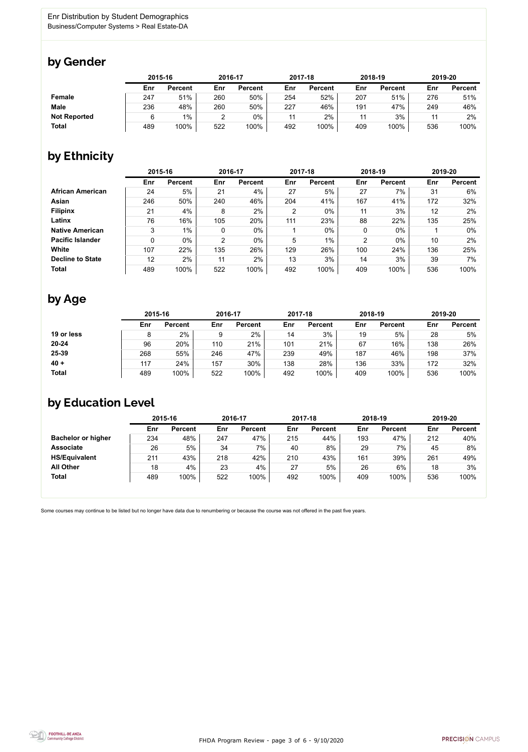Enr Distribution by Student Demographics
Business/Computer Systems > Real Estate-DA

## by Gender

| | 2015-16 | | 2016-17 | | 2017-18 | | 2018-19 | | 2019-20 | |
|---|---|---|---|---|---|---|---|---|---|---|
| | Enr | Percent | Enr | Percent | Enr | Percent | Enr | Percent | Enr | Percent |
| **Female** | 247 | 51% | 260 | 50% | 254 | 52% | 207 | 51% | 276 | 51% |
| **Male** | 236 | 48% | 260 | 50% | 227 | 46% | 191 | 47% | 249 | 46% |
| **Not Reported** | 6 | 1% | 2 | 0% | 11 | 2% | 11 | 3% | 11 | 2% |
| **Total** | 489 | 100% | 522 | 100% | 492 | 100% | 409 | 100% | 536 | 100% |

## by Ethnicity

| | 2015-16 | | 2016-17 | | 2017-18 | | 2018-19 | | 2019-20 | |
|---|---|---|---|---|---|---|---|---|---|---|
| | Enr | Percent | Enr | Percent | Enr | Percent | Enr | Percent | Enr | Percent |
| **African American** | 24 | 5% | 21 | 4% | 27 | 5% | 27 | 7% | 31 | 6% |
| **Asian** | 246 | 50% | 240 | 46% | 204 | 41% | 167 | 41% | 172 | 32% |
| **Filipinx** | 21 | 4% | 8 | 2% | 2 | 0% | 11 | 3% | 12 | 2% |
| **Latinx** | 76 | 16% | 105 | 20% | 111 | 23% | 88 | 22% | 135 | 25% |
| **Native American** | 3 | 1% | 0 | 0% | 1 | 0% | 0 | 0% | 1 | 0% |
| **Pacific Islander** | 0 | 0% | 2 | 0% | 5 | 1% | 2 | 0% | 10 | 2% |
| **White** | 107 | 22% | 135 | 26% | 129 | 26% | 100 | 24% | 136 | 25% |
| **Decline to State** | 12 | 2% | 11 | 2% | 13 | 3% | 14 | 3% | 39 | 7% |
| **Total** | 489 | 100% | 522 | 100% | 492 | 100% | 409 | 100% | 536 | 100% |

## by Age

| | 2015-16 | | 2016-17 | | 2017-18 | | 2018-19 | | 2019-20 | |
|---|---|---|---|---|---|---|---|---|---|---|
| | Enr | Percent | Enr | Percent | Enr | Percent | Enr | Percent | Enr | Percent |
| **19 or less** | 8 | 2% | 9 | 2% | 14 | 3% | 19 | 5% | 28 | 5% |
| **20-24** | 96 | 20% | 110 | 21% | 101 | 21% | 67 | 16% | 138 | 26% |
| **25-39** | 268 | 55% | 246 | 47% | 239 | 49% | 187 | 46% | 198 | 37% |
| **40 +** | 117 | 24% | 157 | 30% | 138 | 28% | 136 | 33% | 172 | 32% |
| **Total** | 489 | 100% | 522 | 100% | 492 | 100% | 409 | 100% | 536 | 100% |

## by Education Level

| | 2015-16 | | 2016-17 | | 2017-18 | | 2018-19 | | 2019-20 | |
|---|---|---|---|---|---|---|---|---|---|---|
| | Enr | Percent | Enr | Percent | Enr | Percent | Enr | Percent | Enr | Percent |
| **Bachelor or higher** | 234 | 48% | 247 | 47% | 215 | 44% | 193 | 47% | 212 | 40% |
| **Associate** | 26 | 5% | 34 | 7% | 40 | 8% | 29 | 7% | 45 | 8% |
| **HS/Equivalent** | 211 | 43% | 218 | 42% | 210 | 43% | 161 | 39% | 261 | 49% |
| **All Other** | 18 | 4% | 23 | 4% | 27 | 5% | 26 | 6% | 18 | 3% |
| **Total** | 489 | 100% | 522 | 100% | 492 | 100% | 409 | 100% | 536 | 100% |

Some courses may continue to be listed but no longer have data due to renumbering or because the course was not offered in the past five years.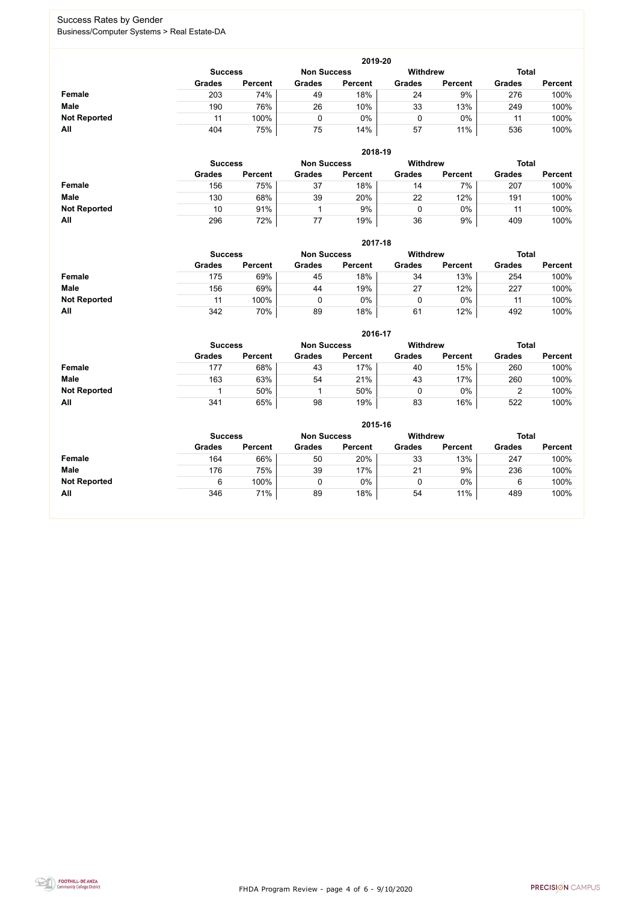## Success Rates by Gender

Business/Computer Systems > Real Estate-DA

| 2019-20 | Success | | Non Success | | Withdrew | | Total | |
|---|---|---|---|---|---|---|---|---|
| | Grades | Percent | Grades | Percent | Grades | Percent | Grades | Percent |
| **Female** | 203 | 74% | 49 | 18% | 24 | 9% | 276 | 100% |
| **Male** | 190 | 76% | 26 | 10% | 33 | 13% | 249 | 100% |
| **Not Reported** | 11 | 100% | 0 | 0% | 0 | 0% | 11 | 100% |
| **All** | 404 | 75% | 75 | 14% | 57 | 11% | 536 | 100% |

| 2018-19 | Success | | Non Success | | Withdrew | | Total | |
|---|---|---|---|---|---|---|---|---|
| | Grades | Percent | Grades | Percent | Grades | Percent | Grades | Percent |
| **Female** | 156 | 75% | 37 | 18% | 14 | 7% | 207 | 100% |
| **Male** | 130 | 68% | 39 | 20% | 22 | 12% | 191 | 100% |
| **Not Reported** | 10 | 91% | 1 | 9% | 0 | 0% | 11 | 100% |
| **All** | 296 | 72% | 77 | 19% | 36 | 9% | 409 | 100% |

| 2017-18 | Success | | Non Success | | Withdrew | | Total | |
|---|---|---|---|---|---|---|---|---|
| | Grades | Percent | Grades | Percent | Grades | Percent | Grades | Percent |
| **Female** | 175 | 69% | 45 | 18% | 34 | 13% | 254 | 100% |
| **Male** | 156 | 69% | 44 | 19% | 27 | 12% | 227 | 100% |
| **Not Reported** | 11 | 100% | 0 | 0% | 0 | 0% | 11 | 100% |
| **All** | 342 | 70% | 89 | 18% | 61 | 12% | 492 | 100% |

| 2016-17 | Success | | Non Success | | Withdrew | | Total | |
|---|---|---|---|---|---|---|---|---|
| | Grades | Percent | Grades | Percent | Grades | Percent | Grades | Percent |
| **Female** | 177 | 68% | 43 | 17% | 40 | 15% | 260 | 100% |
| **Male** | 163 | 63% | 54 | 21% | 43 | 17% | 260 | 100% |
| **Not Reported** | 1 | 50% | 1 | 50% | 0 | 0% | 2 | 100% |
| **All** | 341 | 65% | 98 | 19% | 83 | 16% | 522 | 100% |

| 2015-16 | Success | | Non Success | | Withdrew | | Total | |
|---|---|---|---|---|---|---|---|---|
| | Grades | Percent | Grades | Percent | Grades | Percent | Grades | Percent |
| **Female** | 164 | 66% | 50 | 20% | 33 | 13% | 247 | 100% |
| **Male** | 176 | 75% | 39 | 17% | 21 | 9% | 236 | 100% |
| **Not Reported** | 6 | 100% | 0 | 0% | 0 | 0% | 6 | 100% |
| **All** | 346 | 71% | 89 | 18% | 54 | 11% | 489 | 100% |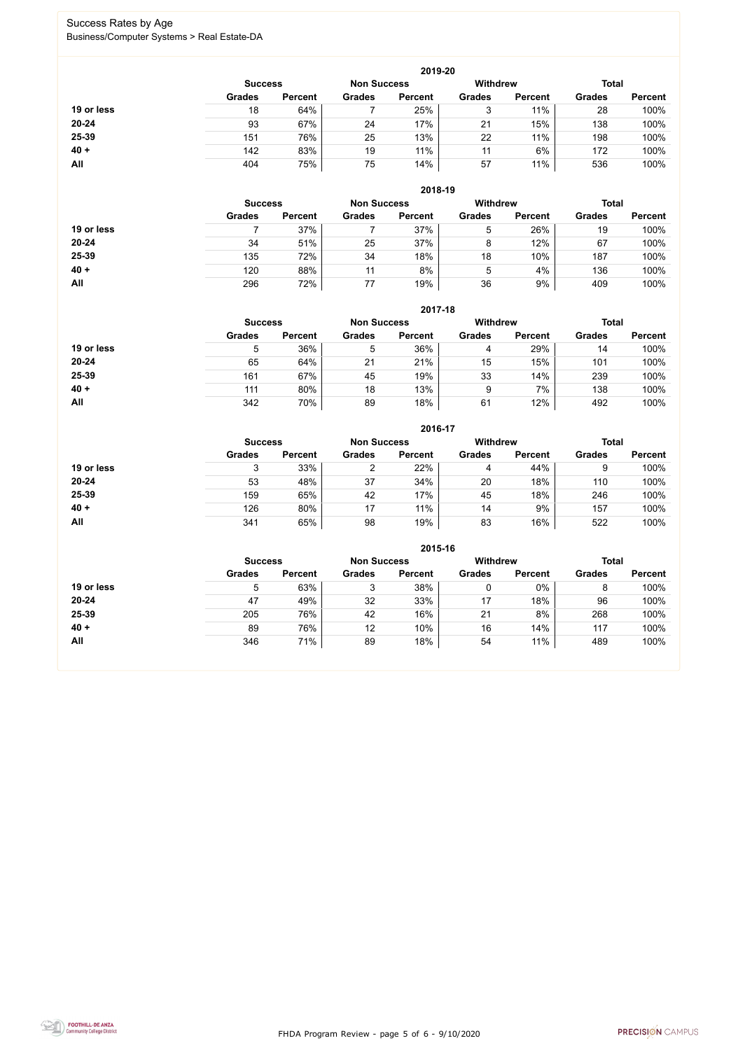# Success Rates by Age

Business/Computer Systems > Real Estate-DA

### 2019-20

| | Success | | Non Success | | Withdrew | | Total | |
|---|---|---|---|---|---|---|---|---|
| | Grades | Percent | Grades | Percent | Grades | Percent | Grades | Percent |
| **19 or less** | 18 | 64% | 7 | 25% | 3 | 11% | 28 | 100% |
| **20-24** | 93 | 67% | 24 | 17% | 21 | 15% | 138 | 100% |
| **25-39** | 151 | 76% | 25 | 13% | 22 | 11% | 198 | 100% |
| **40 +** | 142 | 83% | 19 | 11% | 11 | 6% | 172 | 100% |
| **All** | 404 | 75% | 75 | 14% | 57 | 11% | 536 | 100% |

### 2018-19

| | Success | | Non Success | | Withdrew | | Total | |
|---|---|---|---|---|---|---|---|---|
| | Grades | Percent | Grades | Percent | Grades | Percent | Grades | Percent |
| **19 or less** | 7 | 37% | 7 | 37% | 5 | 26% | 19 | 100% |
| **20-24** | 34 | 51% | 25 | 37% | 8 | 12% | 67 | 100% |
| **25-39** | 135 | 72% | 34 | 18% | 18 | 10% | 187 | 100% |
| **40 +** | 120 | 88% | 11 | 8% | 5 | 4% | 136 | 100% |
| **All** | 296 | 72% | 77 | 19% | 36 | 9% | 409 | 100% |

### 2017-18

| | Success | | Non Success | | Withdrew | | Total | |
|---|---|---|---|---|---|---|---|---|
| | Grades | Percent | Grades | Percent | Grades | Percent | Grades | Percent |
| **19 or less** | 5 | 36% | 5 | 36% | 4 | 29% | 14 | 100% |
| **20-24** | 65 | 64% | 21 | 21% | 15 | 15% | 101 | 100% |
| **25-39** | 161 | 67% | 45 | 19% | 33 | 14% | 239 | 100% |
| **40 +** | 111 | 80% | 18 | 13% | 9 | 7% | 138 | 100% |
| **All** | 342 | 70% | 89 | 18% | 61 | 12% | 492 | 100% |

### 2016-17

| | Success | | Non Success | | Withdrew | | Total | |
|---|---|---|---|---|---|---|---|---|
| | Grades | Percent | Grades | Percent | Grades | Percent | Grades | Percent |
| **19 or less** | 3 | 33% | 2 | 22% | 4 | 44% | 9 | 100% |
| **20-24** | 53 | 48% | 37 | 34% | 20 | 18% | 110 | 100% |
| **25-39** | 159 | 65% | 42 | 17% | 45 | 18% | 246 | 100% |
| **40 +** | 126 | 80% | 17 | 11% | 14 | 9% | 157 | 100% |
| **All** | 341 | 65% | 98 | 19% | 83 | 16% | 522 | 100% |

### 2015-16

| | Success | | Non Success | | Withdrew | | Total | |
|---|---|---|---|---|---|---|---|---|
| | Grades | Percent | Grades | Percent | Grades | Percent | Grades | Percent |
| **19 or less** | 5 | 63% | 3 | 38% | 0 | 0% | 8 | 100% |
| **20-24** | 47 | 49% | 32 | 33% | 17 | 18% | 96 | 100% |
| **25-39** | 205 | 76% | 42 | 16% | 21 | 8% | 268 | 100% |
| **40 +** | 89 | 76% | 12 | 10% | 16 | 14% | 117 | 100% |
| **All** | 346 | 71% | 89 | 18% | 54 | 11% | 489 | 100% |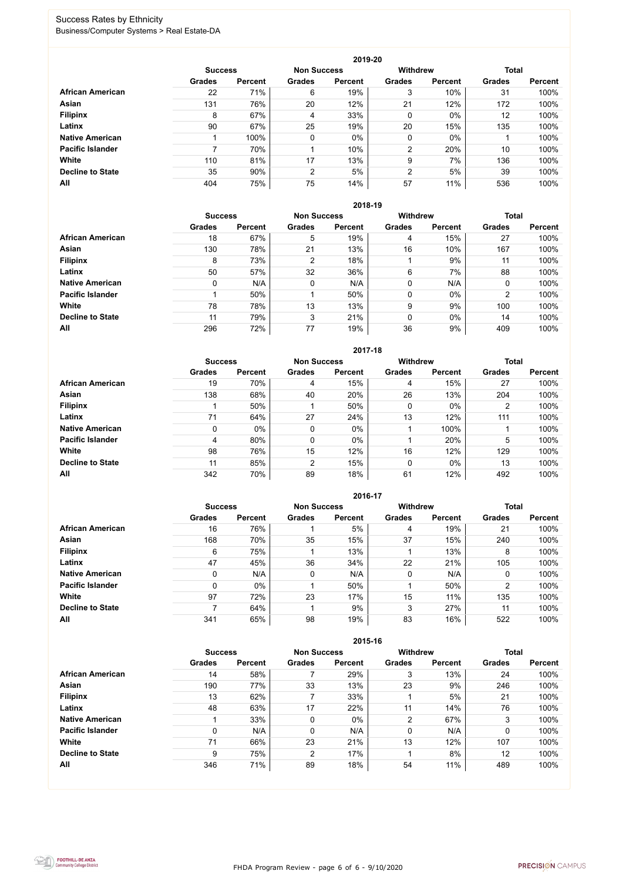# Success Rates by Ethnicity

Business/Computer Systems > Real Estate-DA

## 2019-20

| | Success | | Non Success | | Withdrew | | Total | |
|---|---|---|---|---|---|---|---|---|
| | Grades | Percent | Grades | Percent | Grades | Percent | Grades | Percent |
| **African American** | 22 | 71% | 6 | 19% | 3 | 10% | 31 | 100% |
| **Asian** | 131 | 76% | 20 | 12% | 21 | 12% | 172 | 100% |
| **Filipinx** | 8 | 67% | 4 | 33% | 0 | 0% | 12 | 100% |
| **Latinx** | 90 | 67% | 25 | 19% | 20 | 15% | 135 | 100% |
| **Native American** | 1 | 100% | 0 | 0% | 0 | 0% | 1 | 100% |
| **Pacific Islander** | 7 | 70% | 1 | 10% | 2 | 20% | 10 | 100% |
| **White** | 110 | 81% | 17 | 13% | 9 | 7% | 136 | 100% |
| **Decline to State** | 35 | 90% | 2 | 5% | 2 | 5% | 39 | 100% |
| **All** | 404 | 75% | 75 | 14% | 57 | 11% | 536 | 100% |

## 2018-19

| | Success | | Non Success | | Withdrew | | Total | |
|---|---|---|---|---|---|---|---|---|
| | Grades | Percent | Grades | Percent | Grades | Percent | Grades | Percent |
| **African American** | 18 | 67% | 5 | 19% | 4 | 15% | 27 | 100% |
| **Asian** | 130 | 78% | 21 | 13% | 16 | 10% | 167 | 100% |
| **Filipinx** | 8 | 73% | 2 | 18% | 1 | 9% | 11 | 100% |
| **Latinx** | 50 | 57% | 32 | 36% | 6 | 7% | 88 | 100% |
| **Native American** | 0 | N/A | 0 | N/A | 0 | N/A | 0 | 100% |
| **Pacific Islander** | 1 | 50% | 1 | 50% | 0 | 0% | 2 | 100% |
| **White** | 78 | 78% | 13 | 13% | 9 | 9% | 100 | 100% |
| **Decline to State** | 11 | 79% | 3 | 21% | 0 | 0% | 14 | 100% |
| **All** | 296 | 72% | 77 | 19% | 36 | 9% | 409 | 100% |

## 2017-18

| | Success | | Non Success | | Withdrew | | Total | |
|---|---|---|---|---|---|---|---|---|
| | Grades | Percent | Grades | Percent | Grades | Percent | Grades | Percent |
| **African American** | 19 | 70% | 4 | 15% | 4 | 15% | 27 | 100% |
| **Asian** | 138 | 68% | 40 | 20% | 26 | 13% | 204 | 100% |
| **Filipinx** | 1 | 50% | 1 | 50% | 0 | 0% | 2 | 100% |
| **Latinx** | 71 | 64% | 27 | 24% | 13 | 12% | 111 | 100% |
| **Native American** | 0 | 0% | 0 | 0% | 1 | 100% | 1 | 100% |
| **Pacific Islander** | 4 | 80% | 0 | 0% | 1 | 20% | 5 | 100% |
| **White** | 98 | 76% | 15 | 12% | 16 | 12% | 129 | 100% |
| **Decline to State** | 11 | 85% | 2 | 15% | 0 | 0% | 13 | 100% |
| **All** | 342 | 70% | 89 | 18% | 61 | 12% | 492 | 100% |

## 2016-17

| | Success | | Non Success | | Withdrew | | Total | |
|---|---|---|---|---|---|---|---|---|
| | Grades | Percent | Grades | Percent | Grades | Percent | Grades | Percent |
| **African American** | 16 | 76% | 1 | 5% | 4 | 19% | 21 | 100% |
| **Asian** | 168 | 70% | 35 | 15% | 37 | 15% | 240 | 100% |
| **Filipinx** | 6 | 75% | 1 | 13% | 1 | 13% | 8 | 100% |
| **Latinx** | 47 | 45% | 36 | 34% | 22 | 21% | 105 | 100% |
| **Native American** | 0 | N/A | 0 | N/A | 0 | N/A | 0 | 100% |
| **Pacific Islander** | 0 | 0% | 1 | 50% | 1 | 50% | 2 | 100% |
| **White** | 97 | 72% | 23 | 17% | 15 | 11% | 135 | 100% |
| **Decline to State** | 7 | 64% | 1 | 9% | 3 | 27% | 11 | 100% |
| **All** | 341 | 65% | 98 | 19% | 83 | 16% | 522 | 100% |

## 2015-16

| | Success | | Non Success | | Withdrew | | Total | |
|---|---|---|---|---|---|---|---|---|
| | Grades | Percent | Grades | Percent | Grades | Percent | Grades | Percent |
| **African American** | 14 | 58% | 7 | 29% | 3 | 13% | 24 | 100% |
| **Asian** | 190 | 77% | 33 | 13% | 23 | 9% | 246 | 100% |
| **Filipinx** | 13 | 62% | 7 | 33% | 1 | 5% | 21 | 100% |
| **Latinx** | 48 | 63% | 17 | 22% | 11 | 14% | 76 | 100% |
| **Native American** | 1 | 33% | 0 | 0% | 2 | 67% | 3 | 100% |
| **Pacific Islander** | 0 | N/A | 0 | N/A | 0 | N/A | 0 | 100% |
| **White** | 71 | 66% | 23 | 21% | 13 | 12% | 107 | 100% |
| **Decline to State** | 9 | 75% | 2 | 17% | 1 | 8% | 12 | 100% |
| **All** | 346 | 71% | 89 | 18% | 54 | 11% | 489 | 100% |